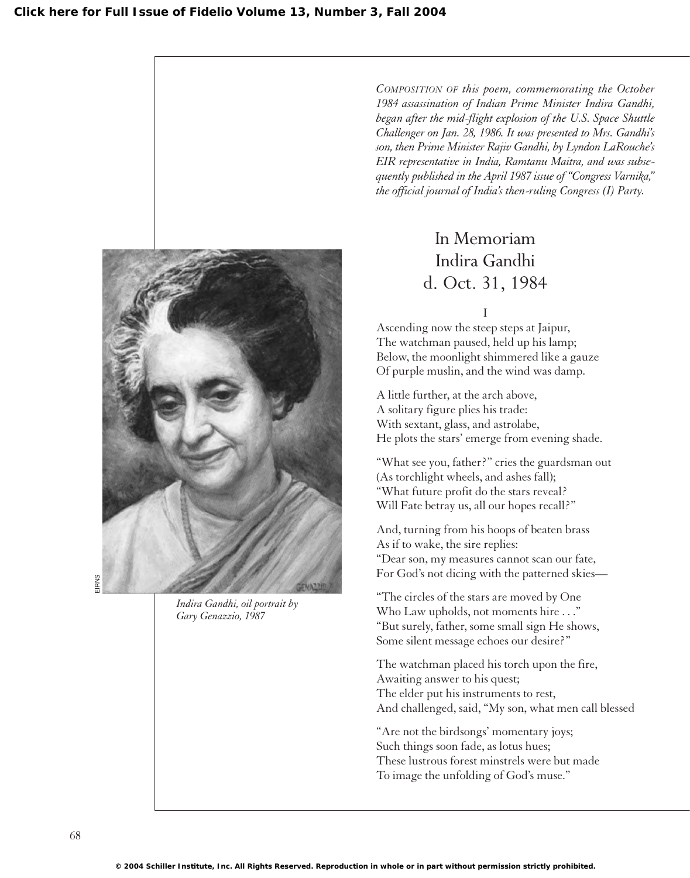*Composition of this poem, commemorating the October 1984 assassination of Indian Prime Minister Indira Gandhi, began after the mid-flight explosion of the U.S. Space Shuttle Challenger on Jan. 28, 1986. It was presented to Mrs. Gandhi's son, then Prime Minister Rajiv Gandhi, by Lyndon LaRouche's EIR representative in India, Ramtanu Maitra, and was subsequently published in the April 1987 issue of "Congress Varnika," the official journal of India's then-ruling Congress (I) Party.*

# In Memoriam Indira Gandhi d. Oct. 31, 1984

Indira Gandhi, oil portrait by Gary Genazzio, 1987

## I

Ascending now the steep steps at Jaipur,
The watchman paused, held up his lamp;
Below, the moonlight shimmered like a gauze
Of purple muslin, and the wind was damp.

A little further, at the arch above,
A solitary figure plies his trade:
With sextant, glass, and astrolabe,
He plots the stars' emerge from evening shade.

"What see you, father?" cries the guardsman out
(As torchlight wheels, and ashes fall);
"What future profit do the stars reveal?
Will Fate betray us, all our hopes recall?"

And, turning from his hoops of beaten brass
As if to wake, the sire replies:
"Dear son, my measures cannot scan our fate,
For God's not dicing with the patterned skies—

"The circles of the stars are moved by One
Who Law upholds, not moments hire . . ."
"But surely, father, some small sign He shows,
Some silent message echoes our desire?"

The watchman placed his torch upon the fire,
Awaiting answer to his quest;
The elder put his instruments to rest,
And challenged, said, "My son, what men call blessed

"Are not the birdsongs' momentary joys;
Such things soon fade, as lotus hues;
These lustrous forest minstrels were but made
To image the unfolding of God's muse."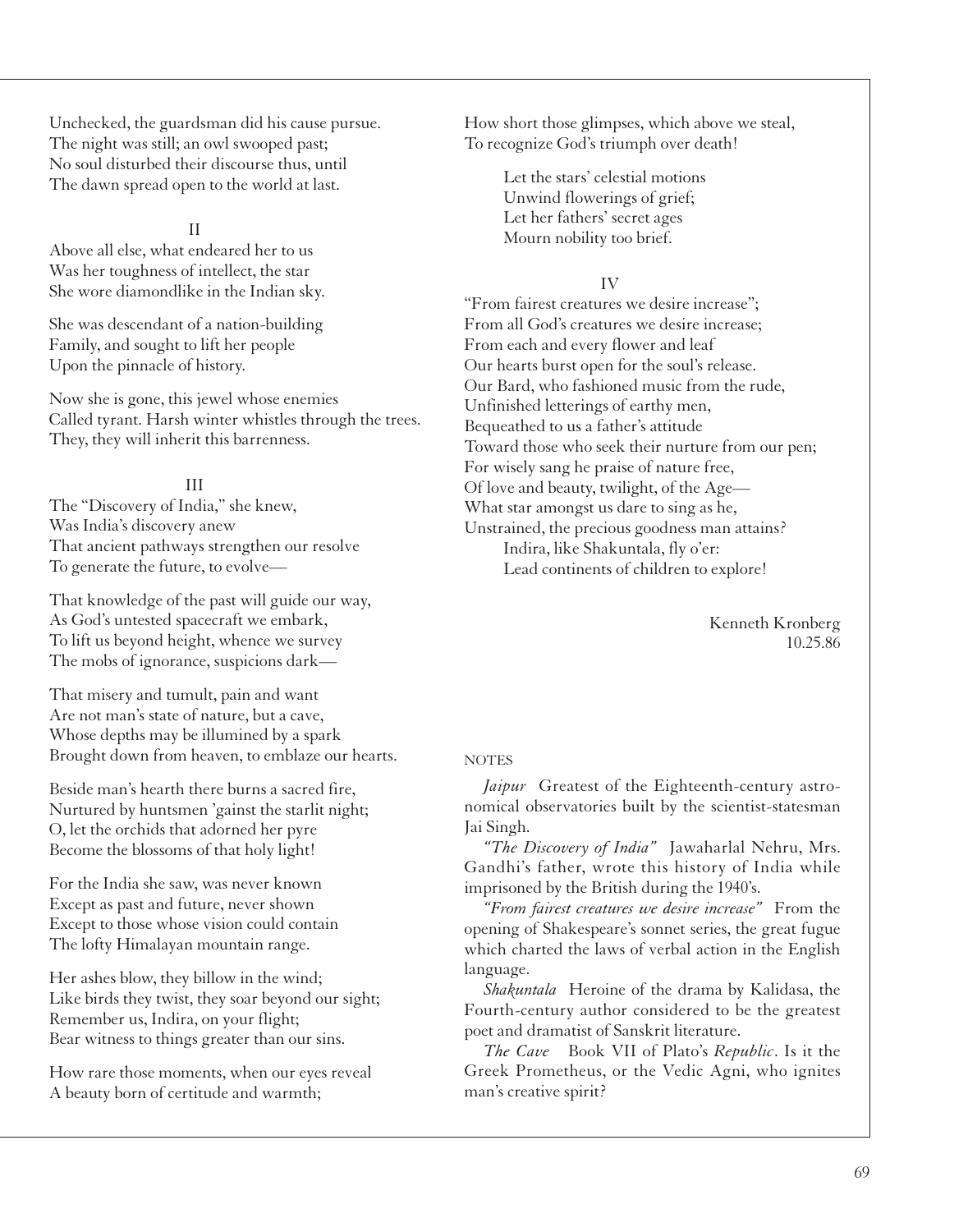Unchecked, the guardsman did his cause pursue.
The night was still; an owl swooped past;
No soul disturbed their discourse thus, until
The dawn spread open to the world at last.

II

Above all else, what endeared her to us
Was her toughness of intellect, the star
She wore diamondlike in the Indian sky.

She was descendant of a nation-building
Family, and sought to lift her people
Upon the pinnacle of history.

Now she is gone, this jewel whose enemies
Called tyrant. Harsh winter whistles through the trees.
They, they will inherit this barrenness.

III

The "Discovery of India," she knew,
Was India's discovery anew
That ancient pathways strengthen our resolve
To generate the future, to evolve—

That knowledge of the past will guide our way,
As God's untested spacecraft we embark,
To lift us beyond height, whence we survey
The mobs of ignorance, suspicions dark—

That misery and tumult, pain and want
Are not man's state of nature, but a cave,
Whose depths may be illumined by a spark
Brought down from heaven, to emblaze our hearts.

Beside man's hearth there burns a sacred fire,
Nurtured by huntsmen 'gainst the starlit night;
O, let the orchids that adorned her pyre
Become the blossoms of that holy light!

For the India she saw, was never known
Except as past and future, never shown
Except to those whose vision could contain
The lofty Himalayan mountain range.

Her ashes blow, they billow in the wind;
Like birds they twist, they soar beyond our sight;
Remember us, Indira, on your flight;
Bear witness to things greater than our sins.

How rare those moments, when our eyes reveal
A beauty born of certitude and warmth;
How short those glimpses, which above we steal,
To recognize God's triumph over death!

> Let the stars' celestial motions
> Unwind flowerings of grief;
> Let her fathers' secret ages
> Mourn nobility too brief.

IV

"From fairest creatures we desire increase";
From all God's creatures we desire increase;
From each and every flower and leaf
Our hearts burst open for the soul's release.
Our Bard, who fashioned music from the rude,
Unfinished letterings of earthy men,
Bequeathed to us a father's attitude
Toward those who seek their nurture from our pen;
For wisely sang he praise of nature free,
Of love and beauty, twilight, of the Age—
What star amongst us dare to sing as he,
Unstrained, the precious goodness man attains?

> Indira, like Shakuntala, fly o'er:
> Lead continents of children to explore!

Kenneth Kronberg
10.25.86

NOTES

*Jaipur* Greatest of the Eighteenth-century astronomical observatories built by the scientist-statesman Jai Singh.

*"The Discovery of India"* Jawaharlal Nehru, Mrs. Gandhi's father, wrote this history of India while imprisoned by the British during the 1940's.

*"From fairest creatures we desire increase"* From the opening of Shakespeare's sonnet series, the great fugue which charted the laws of verbal action in the English language.

*Shakuntala* Heroine of the drama by Kalidasa, the Fourth-century author considered to be the greatest poet and dramatist of Sanskrit literature.

*The Cave* Book VII of Plato's *Republic*. Is it the Greek Prometheus, or the Vedic Agni, who ignites man's creative spirit?